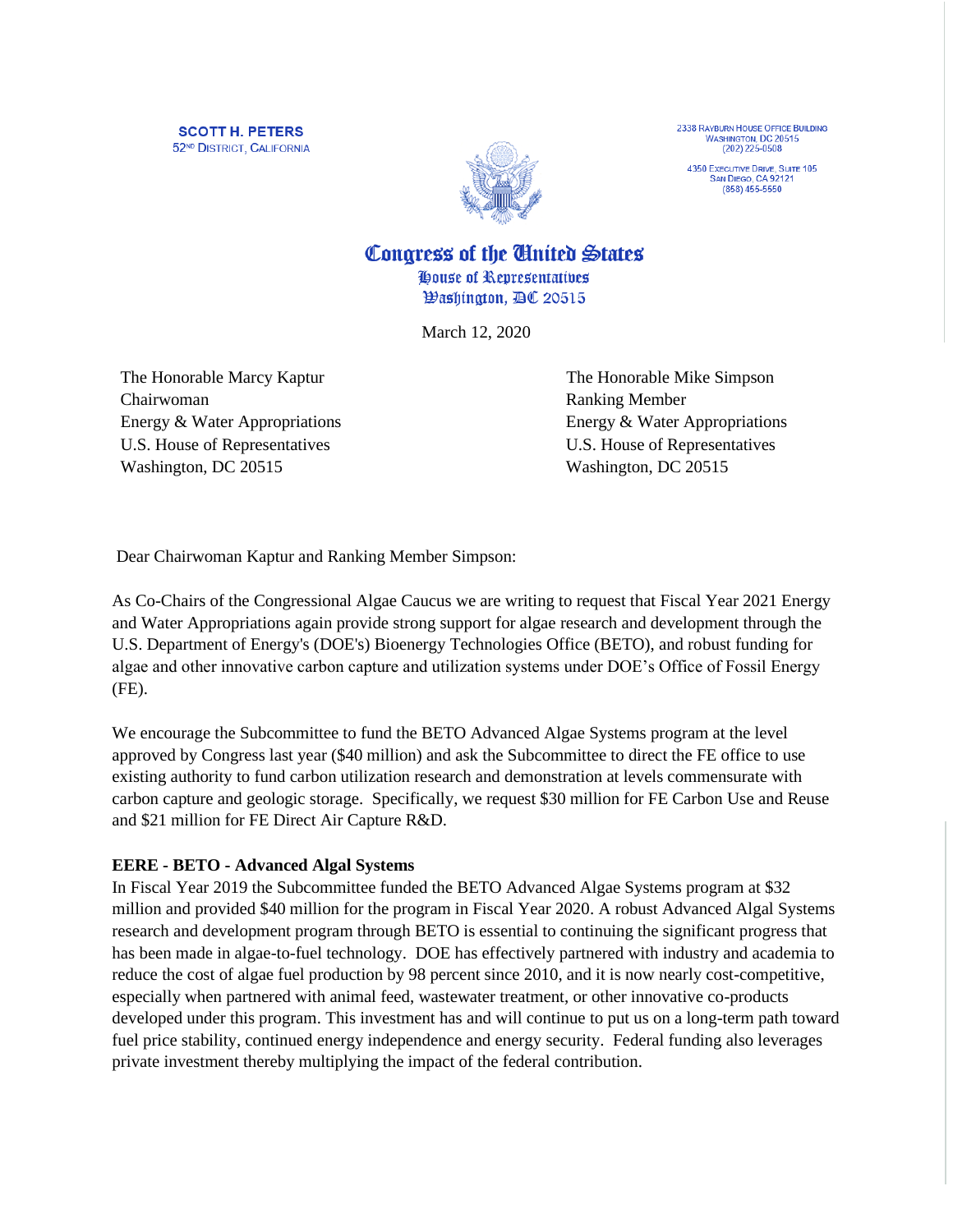**SCOTT H. PETERS**
52ND DISTRICT, CALIFORNIA

2338 RAYBURN HOUSE OFFICE BUILDING
WASHINGTON, DC 20515
(202) 225-0508

4350 EXECUTIVE DRIVE, SUITE 105
SAN DIEGO, CA 92121
(858) 455-5550

**Congress of the United States**
House of Representatives
Washington, DC 20515

March 12, 2020

The Honorable Marcy Kaptur
Chairwoman
Energy & Water Appropriations
U.S. House of Representatives
Washington, DC 20515

The Honorable Mike Simpson
Ranking Member
Energy & Water Appropriations
U.S. House of Representatives
Washington, DC 20515

Dear Chairwoman Kaptur and Ranking Member Simpson:

As Co-Chairs of the Congressional Algae Caucus we are writing to request that Fiscal Year 2021 Energy and Water Appropriations again provide strong support for algae research and development through the U.S. Department of Energy's (DOE's) Bioenergy Technologies Office (BETO), and robust funding for algae and other innovative carbon capture and utilization systems under DOE's Office of Fossil Energy (FE).

We encourage the Subcommittee to fund the BETO Advanced Algae Systems program at the level approved by Congress last year ($40 million) and ask the Subcommittee to direct the FE office to use existing authority to fund carbon utilization research and demonstration at levels commensurate with carbon capture and geologic storage. Specifically, we request $30 million for FE Carbon Use and Reuse and $21 million for FE Direct Air Capture R&D.

**EERE - BETO - Advanced Algal Systems**

In Fiscal Year 2019 the Subcommittee funded the BETO Advanced Algae Systems program at $32 million and provided $40 million for the program in Fiscal Year 2020. A robust Advanced Algal Systems research and development program through BETO is essential to continuing the significant progress that has been made in algae-to-fuel technology. DOE has effectively partnered with industry and academia to reduce the cost of algae fuel production by 98 percent since 2010, and it is now nearly cost-competitive, especially when partnered with animal feed, wastewater treatment, or other innovative co-products developed under this program. This investment has and will continue to put us on a long-term path toward fuel price stability, continued energy independence and energy security. Federal funding also leverages private investment thereby multiplying the impact of the federal contribution.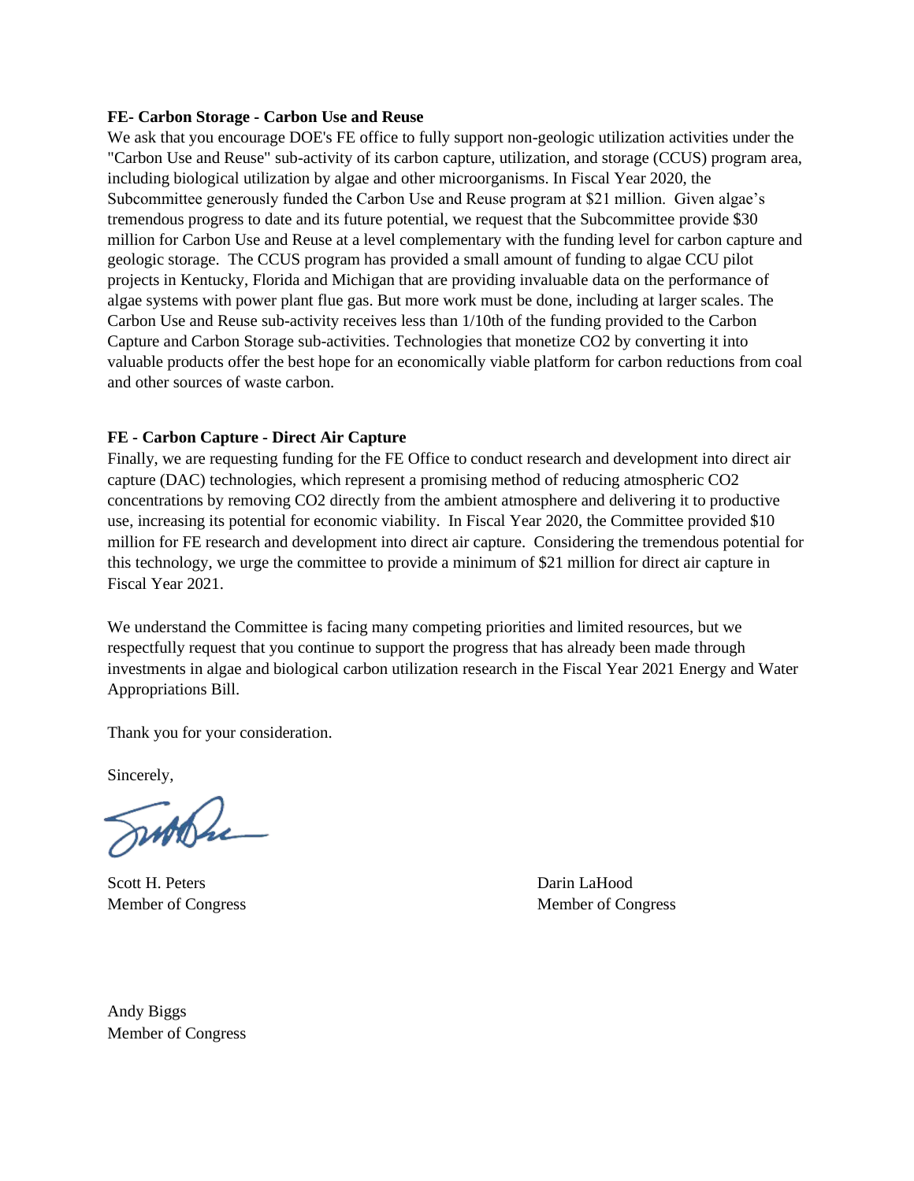**FE- Carbon Storage - Carbon Use and Reuse**

We ask that you encourage DOE's FE office to fully support non-geologic utilization activities under the "Carbon Use and Reuse" sub-activity of its carbon capture, utilization, and storage (CCUS) program area, including biological utilization by algae and other microorganisms. In Fiscal Year 2020, the Subcommittee generously funded the Carbon Use and Reuse program at $21 million. Given algae's tremendous progress to date and its future potential, we request that the Subcommittee provide $30 million for Carbon Use and Reuse at a level complementary with the funding level for carbon capture and geologic storage. The CCUS program has provided a small amount of funding to algae CCU pilot projects in Kentucky, Florida and Michigan that are providing invaluable data on the performance of algae systems with power plant flue gas. But more work must be done, including at larger scales. The Carbon Use and Reuse sub-activity receives less than 1/10th of the funding provided to the Carbon Capture and Carbon Storage sub-activities. Technologies that monetize $CO_2$ by converting it into valuable products offer the best hope for an economically viable platform for carbon reductions from coal and other sources of waste carbon.

**FE - Carbon Capture - Direct Air Capture**

Finally, we are requesting funding for the FE Office to conduct research and development into direct air capture (DAC) technologies, which represent a promising method of reducing atmospheric $CO_2$ concentrations by removing $CO_2$ directly from the ambient atmosphere and delivering it to productive use, increasing its potential for economic viability. In Fiscal Year 2020, the Committee provided $10 million for FE research and development into direct air capture. Considering the tremendous potential for this technology, we urge the committee to provide a minimum of $21 million for direct air capture in Fiscal Year 2021.

We understand the Committee is facing many competing priorities and limited resources, but we respectfully request that you continue to support the progress that has already been made through investments in algae and biological carbon utilization research in the Fiscal Year 2021 Energy and Water Appropriations Bill.

Thank you for your consideration.

Sincerely,

Scott H. Peters
Member of Congress

Darin LaHood
Member of Congress

Andy Biggs
Member of Congress